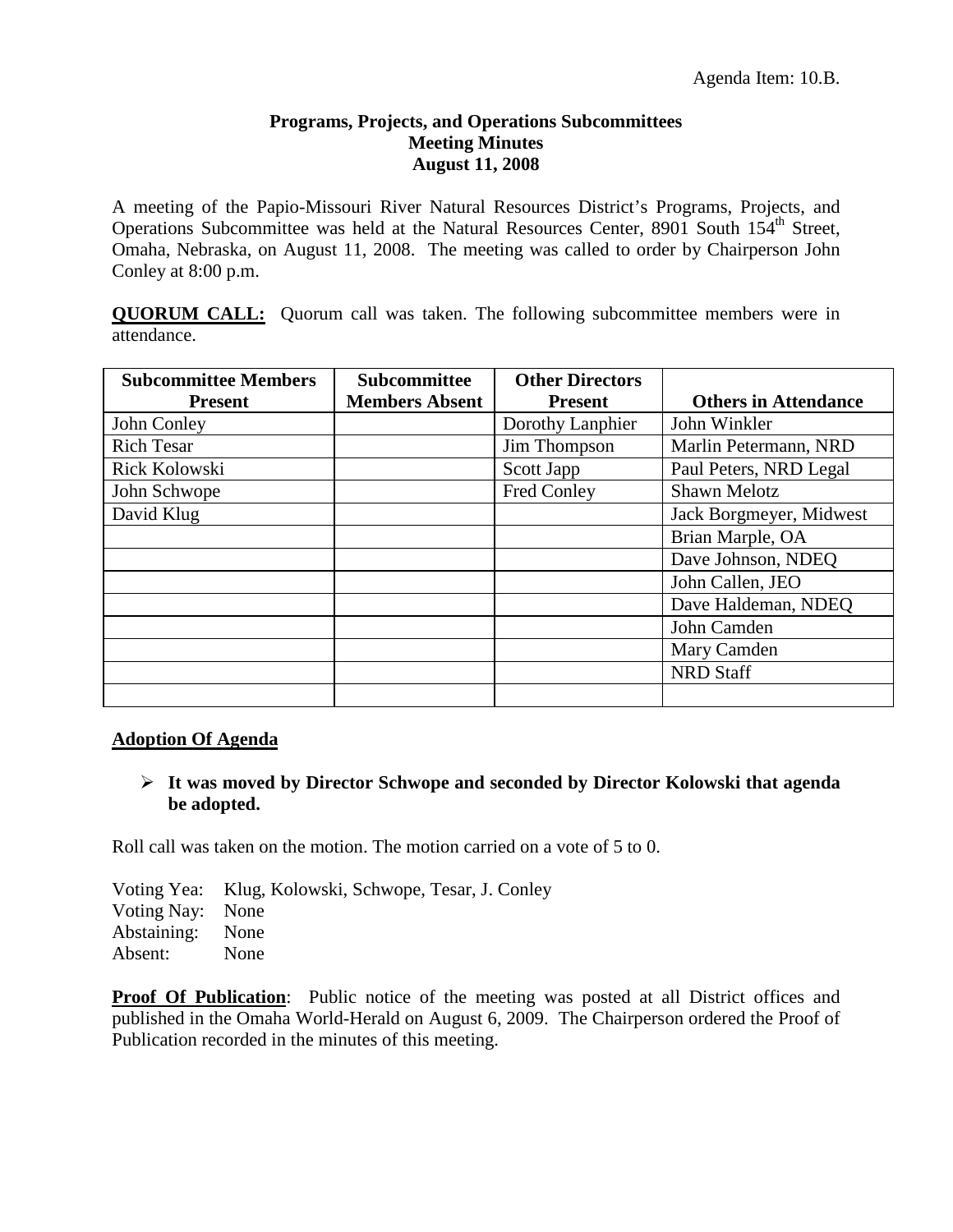Agenda Item: 10.B.

**Programs, Projects, and Operations Subcommittees**
**Meeting Minutes**
**August 11, 2008**

A meeting of the Papio-Missouri River Natural Resources District's Programs, Projects, and Operations Subcommittee was held at the Natural Resources Center, 8901 South 154th Street, Omaha, Nebraska, on August 11, 2008. The meeting was called to order by Chairperson John Conley at 8:00 p.m.

**QUORUM CALL:** Quorum call was taken. The following subcommittee members were in attendance.

| Subcommittee Members Present | Subcommittee Members Absent | Other Directors Present | Others in Attendance |
|---|---|---|---|
| John Conley | | Dorothy Lanphier | John Winkler |
| Rich Tesar | | Jim Thompson | Marlin Petermann, NRD |
| Rick Kolowski | | Scott Japp | Paul Peters, NRD Legal |
| John Schwope | | Fred Conley | Shawn Melotz |
| David Klug | | | Jack Borgmeyer, Midwest |
| | | | Brian Marple, OA |
| | | | Dave Johnson, NDEQ |
| | | | John Callen, JEO |
| | | | Dave Haldeman, NDEQ |
| | | | John Camden |
| | | | Mary Camden |
| | | | NRD Staff |
| | | | |

**Adoption Of Agenda**

- **It was moved by Director Schwope and seconded by Director Kolowski that agenda be adopted.**

Roll call was taken on the motion. The motion carried on a vote of 5 to 0.

Voting Yea: Klug, Kolowski, Schwope, Tesar, J. Conley
Voting Nay: None
Abstaining: None
Absent: None

**Proof Of Publication**: Public notice of the meeting was posted at all District offices and published in the Omaha World-Herald on August 6, 2009. The Chairperson ordered the Proof of Publication recorded in the minutes of this meeting.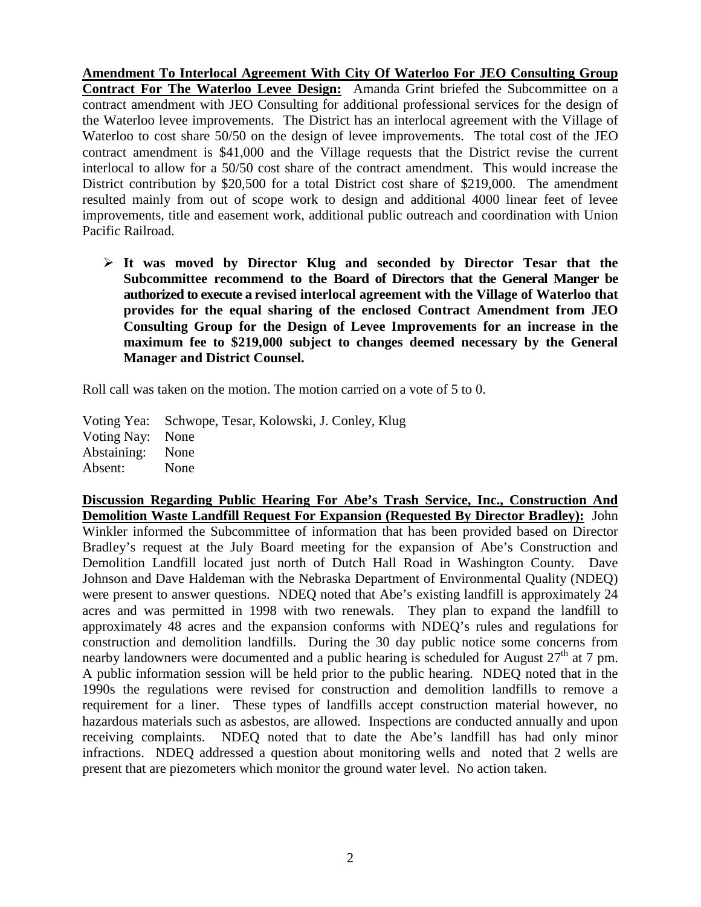**Amendment To Interlocal Agreement With City Of Waterloo For JEO Consulting Group Contract For The Waterloo Levee Design:** Amanda Grint briefed the Subcommittee on a contract amendment with JEO Consulting for additional professional services for the design of the Waterloo levee improvements. The District has an interlocal agreement with the Village of Waterloo to cost share 50/50 on the design of levee improvements. The total cost of the JEO contract amendment is $41,000 and the Village requests that the District revise the current interlocal to allow for a 50/50 cost share of the contract amendment. This would increase the District contribution by $20,500 for a total District cost share of $219,000. The amendment resulted mainly from out of scope work to design and additional 4000 linear feet of levee improvements, title and easement work, additional public outreach and coordination with Union Pacific Railroad.

- **It was moved by Director Klug and seconded by Director Tesar that the Subcommittee recommend to the Board of Directors that the General Manger be authorized to execute a revised interlocal agreement with the Village of Waterloo that provides for the equal sharing of the enclosed Contract Amendment from JEO Consulting Group for the Design of Levee Improvements for an increase in the maximum fee to $219,000 subject to changes deemed necessary by the General Manager and District Counsel.**

Roll call was taken on the motion. The motion carried on a vote of 5 to 0.

Voting Yea: Schwope, Tesar, Kolowski, J. Conley, Klug
Voting Nay: None
Abstaining: None
Absent: None

**Discussion Regarding Public Hearing For Abe's Trash Service, Inc., Construction And Demolition Waste Landfill Request For Expansion (Requested By Director Bradley):** John Winkler informed the Subcommittee of information that has been provided based on Director Bradley's request at the July Board meeting for the expansion of Abe's Construction and Demolition Landfill located just north of Dutch Hall Road in Washington County. Dave Johnson and Dave Haldeman with the Nebraska Department of Environmental Quality (NDEQ) were present to answer questions. NDEQ noted that Abe's existing landfill is approximately 24 acres and was permitted in 1998 with two renewals. They plan to expand the landfill to approximately 48 acres and the expansion conforms with NDEQ's rules and regulations for construction and demolition landfills. During the 30 day public notice some concerns from nearby landowners were documented and a public hearing is scheduled for August 27th at 7 pm. A public information session will be held prior to the public hearing. NDEQ noted that in the 1990s the regulations were revised for construction and demolition landfills to remove a requirement for a liner. These types of landfills accept construction material however, no hazardous materials such as asbestos, are allowed. Inspections are conducted annually and upon receiving complaints. NDEQ noted that to date the Abe's landfill has had only minor infractions. NDEQ addressed a question about monitoring wells and noted that 2 wells are present that are piezometers which monitor the ground water level. No action taken.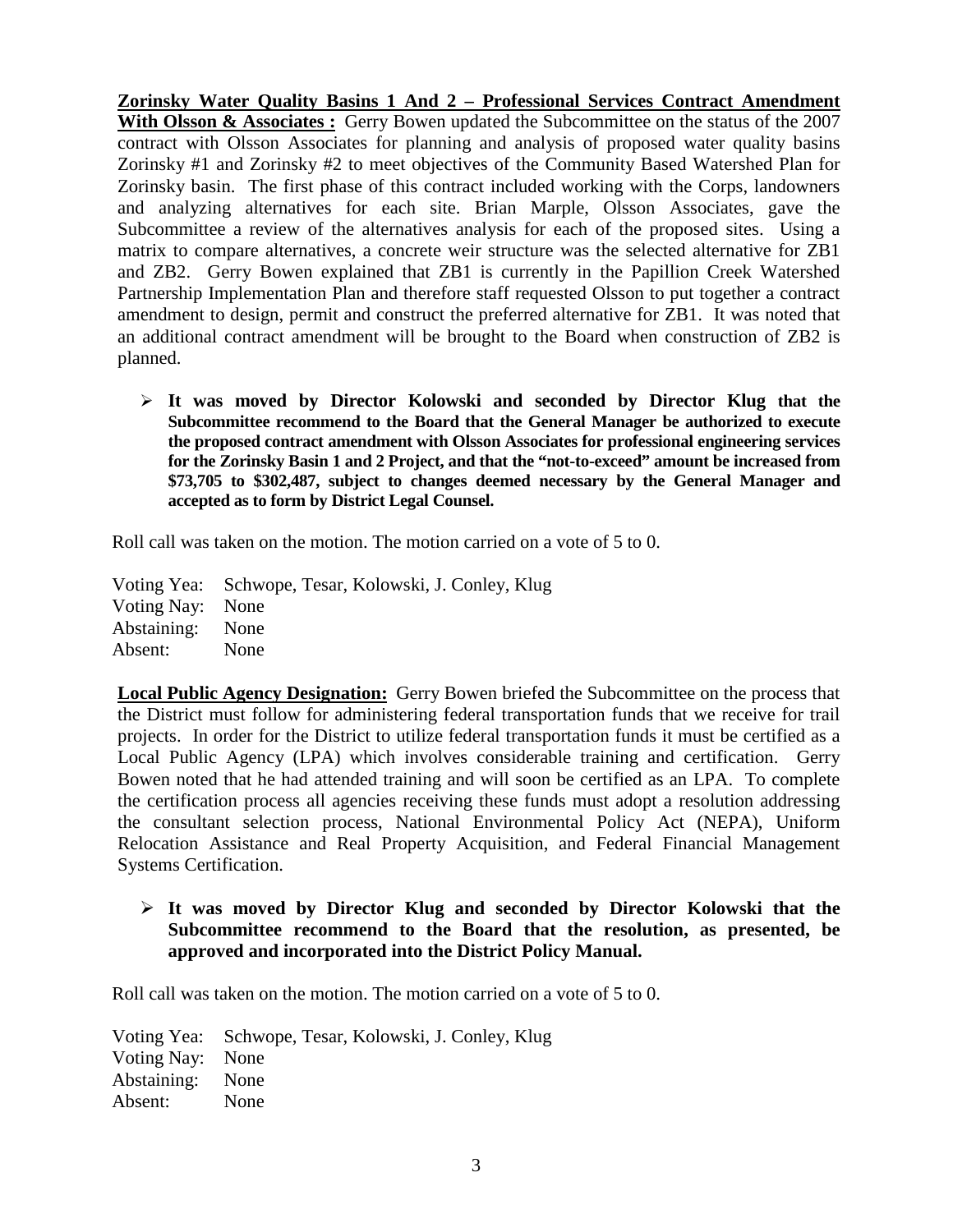**Zorinsky Water Quality Basins 1 And 2 – Professional Services Contract Amendment With Olsson & Associates :** Gerry Bowen updated the Subcommittee on the status of the 2007 contract with Olsson Associates for planning and analysis of proposed water quality basins Zorinsky #1 and Zorinsky #2 to meet objectives of the Community Based Watershed Plan for Zorinsky basin. The first phase of this contract included working with the Corps, landowners and analyzing alternatives for each site. Brian Marple, Olsson Associates, gave the Subcommittee a review of the alternatives analysis for each of the proposed sites. Using a matrix to compare alternatives, a concrete weir structure was the selected alternative for ZB1 and ZB2. Gerry Bowen explained that ZB1 is currently in the Papillion Creek Watershed Partnership Implementation Plan and therefore staff requested Olsson to put together a contract amendment to design, permit and construct the preferred alternative for ZB1. It was noted that an additional contract amendment will be brought to the Board when construction of ZB2 is planned.

- **It was moved by Director Kolowski and seconded by Director Klug that the Subcommittee recommend to the Board that the General Manager be authorized to execute the proposed contract amendment with Olsson Associates for professional engineering services for the Zorinsky Basin 1 and 2 Project, and that the "not-to-exceed" amount be increased from $73,705 to $302,487, subject to changes deemed necessary by the General Manager and accepted as to form by District Legal Counsel.**

Roll call was taken on the motion. The motion carried on a vote of 5 to 0.

Voting Yea: Schwope, Tesar, Kolowski, J. Conley, Klug
Voting Nay: None
Abstaining: None
Absent: None

**Local Public Agency Designation:** Gerry Bowen briefed the Subcommittee on the process that the District must follow for administering federal transportation funds that we receive for trail projects. In order for the District to utilize federal transportation funds it must be certified as a Local Public Agency (LPA) which involves considerable training and certification. Gerry Bowen noted that he had attended training and will soon be certified as an LPA. To complete the certification process all agencies receiving these funds must adopt a resolution addressing the consultant selection process, National Environmental Policy Act (NEPA), Uniform Relocation Assistance and Real Property Acquisition, and Federal Financial Management Systems Certification.

- **It was moved by Director Klug and seconded by Director Kolowski that the Subcommittee recommend to the Board that the resolution, as presented, be approved and incorporated into the District Policy Manual.**

Roll call was taken on the motion. The motion carried on a vote of 5 to 0.

Voting Yea: Schwope, Tesar, Kolowski, J. Conley, Klug
Voting Nay: None
Abstaining: None
Absent: None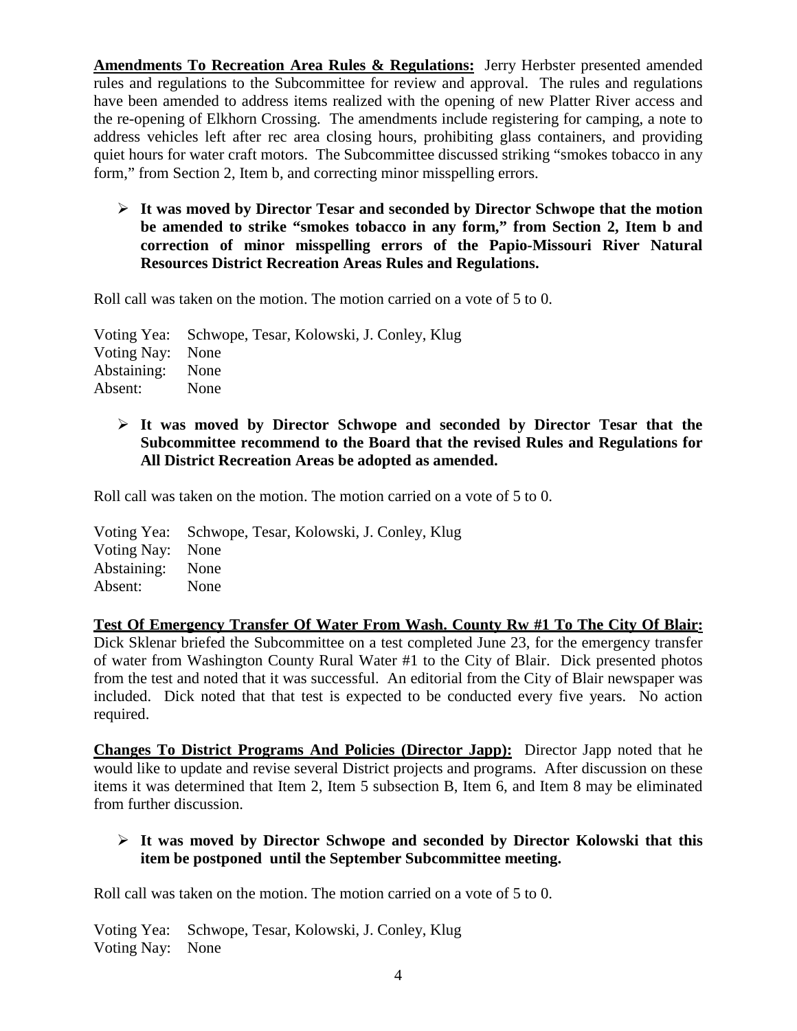**Amendments To Recreation Area Rules & Regulations:** Jerry Herbster presented amended rules and regulations to the Subcommittee for review and approval. The rules and regulations have been amended to address items realized with the opening of new Platter River access and the re-opening of Elkhorn Crossing. The amendments include registering for camping, a note to address vehicles left after rec area closing hours, prohibiting glass containers, and providing quiet hours for water craft motors. The Subcommittee discussed striking "smokes tobacco in any form," from Section 2, Item b, and correcting minor misspelling errors.

- **It was moved by Director Tesar and seconded by Director Schwope that the motion be amended to strike "smokes tobacco in any form," from Section 2, Item b and correction of minor misspelling errors of the Papio-Missouri River Natural Resources District Recreation Areas Rules and Regulations.**

Roll call was taken on the motion. The motion carried on a vote of 5 to 0.

Voting Yea: Schwope, Tesar, Kolowski, J. Conley, Klug
Voting Nay: None
Abstaining: None
Absent: None

- **It was moved by Director Schwope and seconded by Director Tesar that the Subcommittee recommend to the Board that the revised Rules and Regulations for All District Recreation Areas be adopted as amended.**

Roll call was taken on the motion. The motion carried on a vote of 5 to 0.

Voting Yea: Schwope, Tesar, Kolowski, J. Conley, Klug
Voting Nay: None
Abstaining: None
Absent: None

**Test Of Emergency Transfer Of Water From Wash. County Rw #1 To The City Of Blair:** Dick Sklenar briefed the Subcommittee on a test completed June 23, for the emergency transfer of water from Washington County Rural Water #1 to the City of Blair. Dick presented photos from the test and noted that it was successful. An editorial from the City of Blair newspaper was included. Dick noted that that test is expected to be conducted every five years. No action required.

**Changes To District Programs And Policies (Director Japp):** Director Japp noted that he would like to update and revise several District projects and programs. After discussion on these items it was determined that Item 2, Item 5 subsection B, Item 6, and Item 8 may be eliminated from further discussion.

- **It was moved by Director Schwope and seconded by Director Kolowski that this item be postponed until the September Subcommittee meeting.**

Roll call was taken on the motion. The motion carried on a vote of 5 to 0.

Voting Yea: Schwope, Tesar, Kolowski, J. Conley, Klug
Voting Nay: None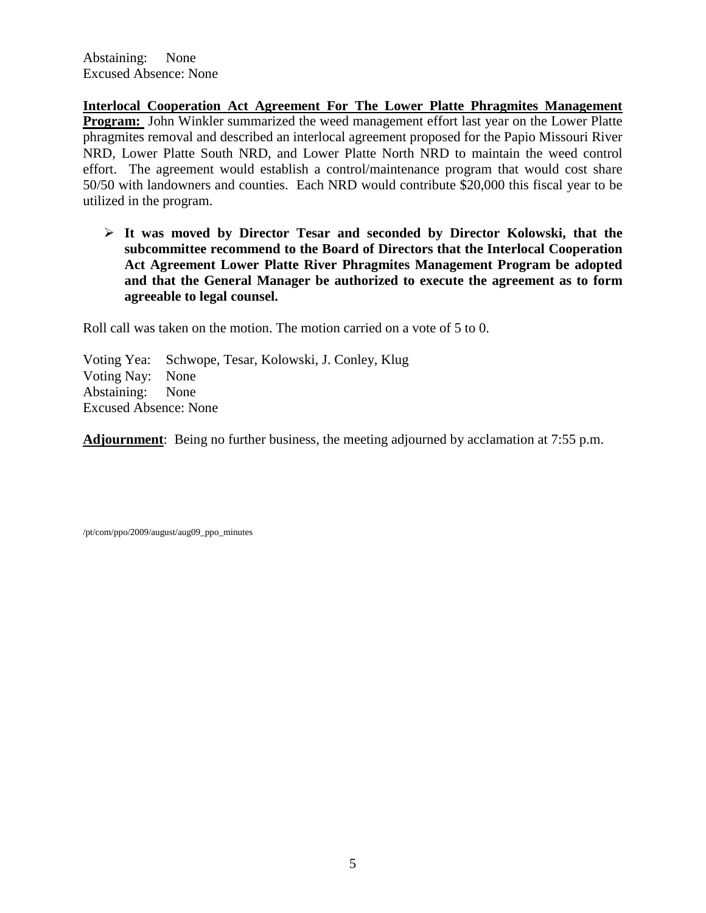Abstaining: None
Excused Absence: None

**Interlocal Cooperation Act Agreement For The Lower Platte Phragmites Management Program:** John Winkler summarized the weed management effort last year on the Lower Platte phragmites removal and described an interlocal agreement proposed for the Papio Missouri River NRD, Lower Platte South NRD, and Lower Platte North NRD to maintain the weed control effort. The agreement would establish a control/maintenance program that would cost share 50/50 with landowners and counties. Each NRD would contribute $20,000 this fiscal year to be utilized in the program.

- **It was moved by Director Tesar and seconded by Director Kolowski, that the subcommittee recommend to the Board of Directors that the Interlocal Cooperation Act Agreement Lower Platte River Phragmites Management Program be adopted and that the General Manager be authorized to execute the agreement as to form agreeable to legal counsel.**

Roll call was taken on the motion. The motion carried on a vote of 5 to 0.

Voting Yea: Schwope, Tesar, Kolowski, J. Conley, Klug
Voting Nay: None
Abstaining: None
Excused Absence: None

**Adjournment**: Being no further business, the meeting adjourned by acclamation at 7:55 p.m.

/pt/com/ppo/2009/august/aug09_ppo_minutes